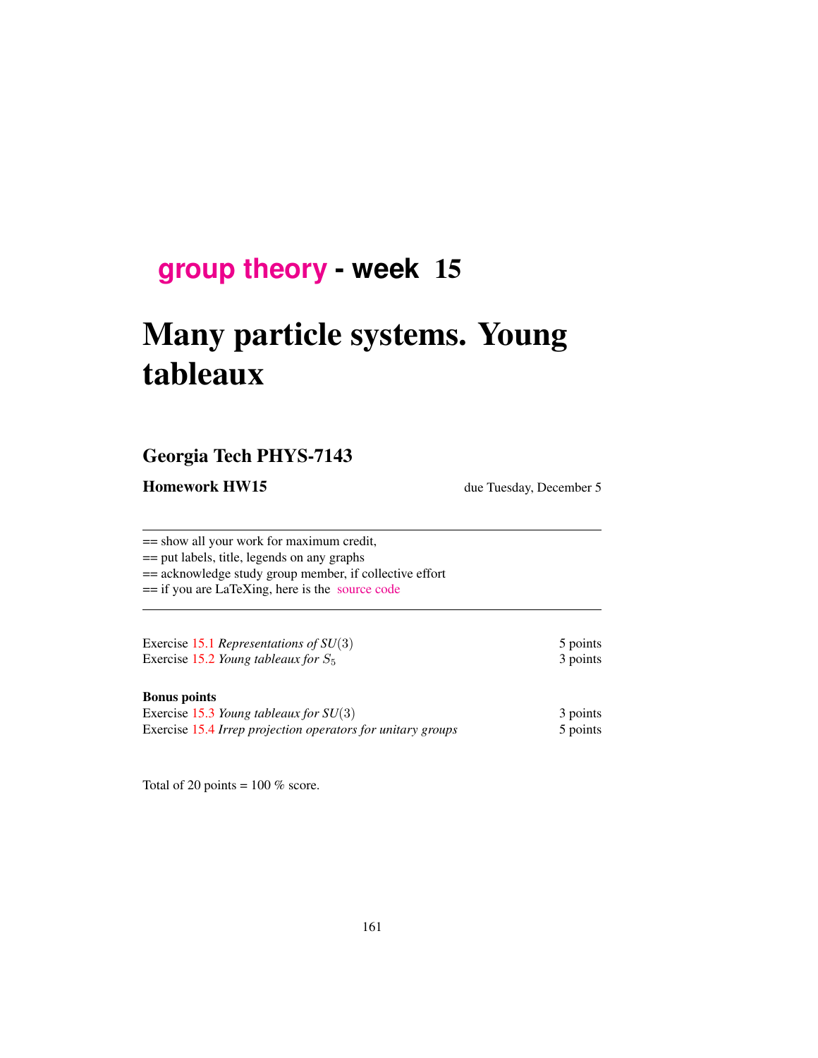# group theory - week 15

# Many particle systems. Young tableaux

## Georgia Tech PHYS-7143

**Homework HW15** due Tuesday, December 5

---

== show all your work for maximum credit,
== put labels, title, legends on any graphs
== acknowledge study group member, if collective effort
== if you are LaTeXing, here is the source code

---

| | |
|---|---|
| Exercise 15.1 *Representations of SU*(3) | 5 points |
| Exercise 15.2 *Young tableaux for* $S_5$ | 3 points |

**Bonus points**

| | |
|---|---|
| Exercise 15.3 *Young tableaux for SU*(3) | 3 points |
| Exercise 15.4 *Irrep projection operators for unitary groups* | 5 points |

Total of 20 points = 100 % score.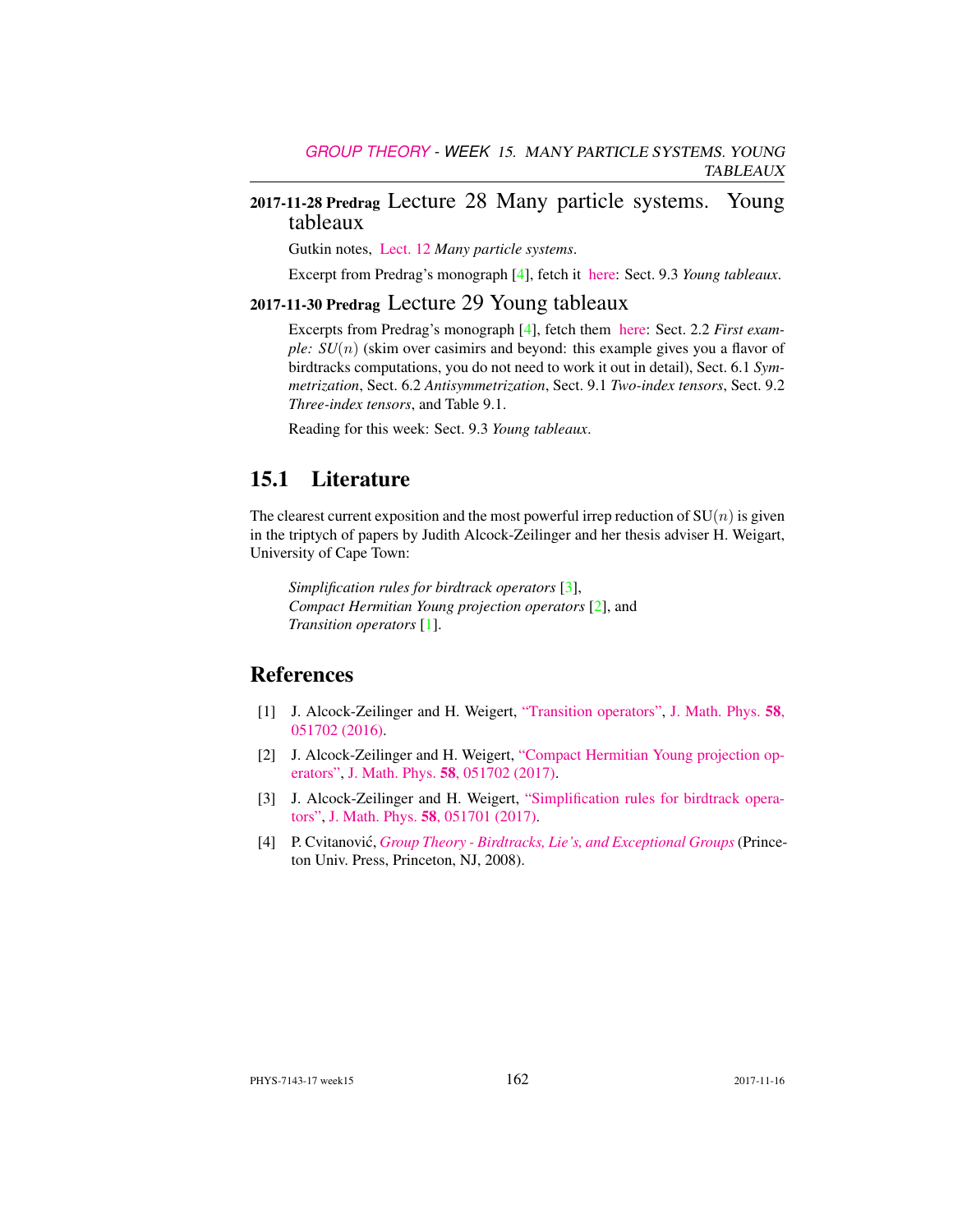### 2017-11-28 Predrag Lecture 28 Many particle systems. Young tableaux

Gutkin notes, Lect. 12 *Many particle systems*.

Excerpt from Predrag's monograph [4], fetch it here: Sect. 9.3 *Young tableaux*.

### 2017-11-30 Predrag Lecture 29 Young tableaux

Excerpts from Predrag's monograph [4], fetch them here: Sect. 2.2 *First example: $SU(n)$* (skim over casimirs and beyond: this example gives you a flavor of birdtracks computations, you do not need to work it out in detail), Sect. 6.1 *Symmetrization*, Sect. 6.2 *Antisymmetrization*, Sect. 9.1 *Two-index tensors*, Sect. 9.2 *Three-index tensors*, and Table 9.1.

Reading for this week: Sect. 9.3 *Young tableaux*.

## 15.1 Literature

The clearest current exposition and the most powerful irrep reduction of $\mathrm{SU}(n)$ is given in the triptych of papers by Judith Alcock-Zeilinger and her thesis adviser H. Weigart, University of Cape Town:

> *Simplification rules for birdtrack operators* [3],
> *Compact Hermitian Young projection operators* [2], and
> *Transition operators* [1].

## References

[1] J. Alcock-Zeilinger and H. Weigert, "Transition operators", J. Math. Phys. **58**, 051702 (2016).

[2] J. Alcock-Zeilinger and H. Weigert, "Compact Hermitian Young projection operators", J. Math. Phys. **58**, 051702 (2017).

[3] J. Alcock-Zeilinger and H. Weigert, "Simplification rules for birdtrack operators", J. Math. Phys. **58**, 051701 (2017).

[4] P. Cvitanović, *Group Theory - Birdtracks, Lie's, and Exceptional Groups* (Princeton Univ. Press, Princeton, NJ, 2008).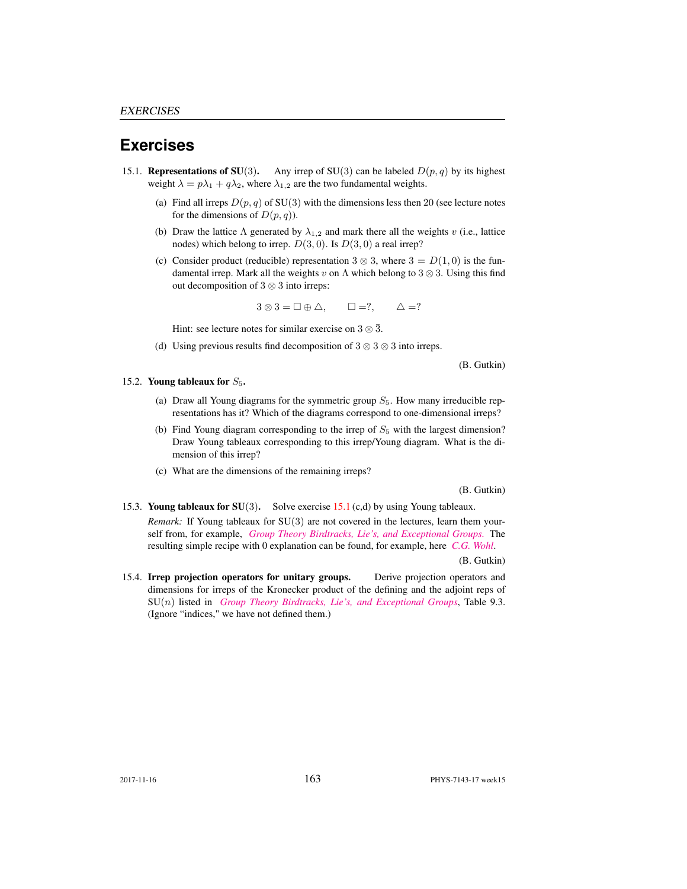# Exercises

15.1. **Representations of SU(3).** Any irrep of SU(3) can be labeled $D(p, q)$ by its highest weight $\lambda = p\lambda_1 + q\lambda_2$, where $\lambda_{1,2}$ are the two fundamental weights.

(a) Find all irreps $D(p, q)$ of SU(3) with the dimensions less then 20 (see lecture notes for the dimensions of $D(p, q)$).

(b) Draw the lattice $\Lambda$ generated by $\lambda_{1,2}$ and mark there all the weights $v$ (i.e., lattice nodes) which belong to irrep. $D(3, 0)$. Is $D(3, 0)$ a real irrep?

(c) Consider product (reducible) representation $3 \otimes 3$, where $3 = D(1, 0)$ is the fundamental irrep. Mark all the weights $v$ on $\Lambda$ which belong to $3 \otimes 3$. Using this find out decomposition of $3 \otimes 3$ into irreps:

$$3 \otimes 3 = \square \oplus \triangle, \qquad \square = ?, \qquad \triangle = ?$$

Hint: see lecture notes for similar exercise on $3 \otimes \bar{3}$.

(d) Using previous results find decomposition of $3 \otimes 3 \otimes 3$ into irreps.

(B. Gutkin)

15.2. **Young tableaux for $S_5$.**

(a) Draw all Young diagrams for the symmetric group $S_5$. How many irreducible representations has it? Which of the diagrams correspond to one-dimensional irreps?

(b) Find Young diagram corresponding to the irrep of $S_5$ with the largest dimension? Draw Young tableaux corresponding to this irrep/Young diagram. What is the dimension of this irrep?

(c) What are the dimensions of the remaining irreps?

(B. Gutkin)

15.3. **Young tableaux for SU(3).** Solve exercise 15.1 (c,d) by using Young tableaux.

*Remark:* If Young tableaux for SU(3) are not covered in the lectures, learn them yourself from, for example, *Group Theory Birdtracks, Lie's, and Exceptional Groups.* The resulting simple recipe with 0 explanation can be found, for example, here *C.G. Wohl*.

(B. Gutkin)

15.4. **Irrep projection operators for unitary groups.** Derive projection operators and dimensions for irreps of the Kronecker product of the defining and the adjoint reps of SU($n$) listed in *Group Theory Birdtracks, Lie's, and Exceptional Groups*, Table 9.3. (Ignore "indices," we have not defined them.)